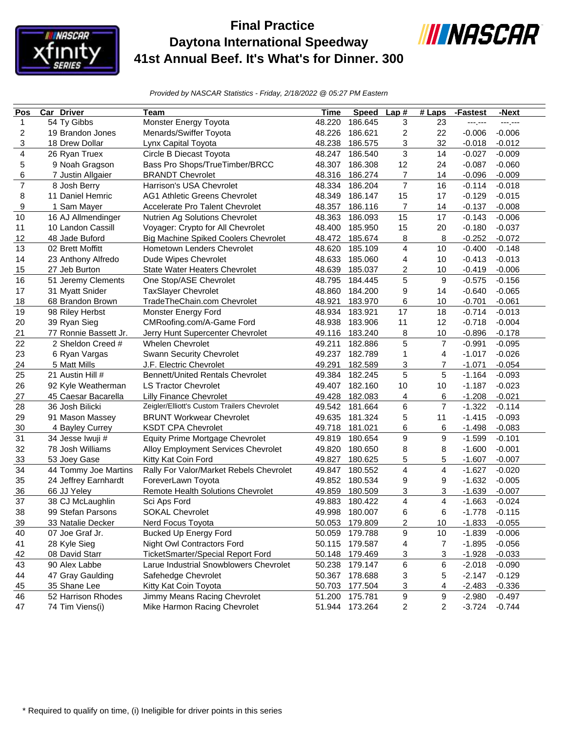# Final Practice
## Daytona International Speedway
## 41st Annual Beef. It's What's for Dinner. 300

*Provided by NASCAR Statistics - Friday, 2/18/2022 @ 05:27 PM Eastern*

| Pos | Car | Driver | Team | Time | Speed | Lap # | # Laps | -Fastest | -Next |
|---|---|---|---|---|---|---|---|---|---|
| 1 | 54 | Ty Gibbs | Monster Energy Toyota | 48.220 | 186.645 | 3 | 23 | ---.--- | ---.--- |
| 2 | 19 | Brandon Jones | Menards/Swiffer Toyota | 48.226 | 186.621 | 2 | 22 | -0.006 | -0.006 |
| 3 | 18 | Drew Dollar | Lynx Capital Toyota | 48.238 | 186.575 | 3 | 32 | -0.018 | -0.012 |
| 4 | 26 | Ryan Truex | Circle B Diecast Toyota | 48.247 | 186.540 | 3 | 14 | -0.027 | -0.009 |
| 5 | 9 | Noah Gragson | Bass Pro Shops/TrueTimber/BRCC | 48.307 | 186.308 | 12 | 24 | -0.087 | -0.060 |
| 6 | 7 | Justin Allgaier | BRANDT Chevrolet | 48.316 | 186.274 | 7 | 14 | -0.096 | -0.009 |
| 7 | 8 | Josh Berry | Harrison's USA Chevrolet | 48.334 | 186.204 | 7 | 16 | -0.114 | -0.018 |
| 8 | 11 | Daniel Hemric | AG1 Athletic Greens Chevrolet | 48.349 | 186.147 | 15 | 17 | -0.129 | -0.015 |
| 9 | 1 | Sam Mayer | Accelerate Pro Talent Chevrolet | 48.357 | 186.116 | 7 | 14 | -0.137 | -0.008 |
| 10 | 16 | AJ Allmendinger | Nutrien Ag Solutions Chevrolet | 48.363 | 186.093 | 15 | 17 | -0.143 | -0.006 |
| 11 | 10 | Landon Cassill | Voyager: Crypto for All Chevrolet | 48.400 | 185.950 | 15 | 20 | -0.180 | -0.037 |
| 12 | 48 | Jade Buford | Big Machine Spiked Coolers Chevrolet | 48.472 | 185.674 | 8 | 8 | -0.252 | -0.072 |
| 13 | 02 | Brett Moffitt | Hometown Lenders Chevrolet | 48.620 | 185.109 | 4 | 10 | -0.400 | -0.148 |
| 14 | 23 | Anthony Alfredo | Dude Wipes Chevrolet | 48.633 | 185.060 | 4 | 10 | -0.413 | -0.013 |
| 15 | 27 | Jeb Burton | State Water Heaters Chevrolet | 48.639 | 185.037 | 2 | 10 | -0.419 | -0.006 |
| 16 | 51 | Jeremy Clements | One Stop/ASE Chevrolet | 48.795 | 184.445 | 5 | 9 | -0.575 | -0.156 |
| 17 | 31 | Myatt Snider | TaxSlayer Chevrolet | 48.860 | 184.200 | 9 | 14 | -0.640 | -0.065 |
| 18 | 68 | Brandon Brown | TradeTheChain.com Chevrolet | 48.921 | 183.970 | 6 | 10 | -0.701 | -0.061 |
| 19 | 98 | Riley Herbst | Monster Energy Ford | 48.934 | 183.921 | 17 | 18 | -0.714 | -0.013 |
| 20 | 39 | Ryan Sieg | CMRoofing.com/A-Game Ford | 48.938 | 183.906 | 11 | 12 | -0.718 | -0.004 |
| 21 | 77 | Ronnie Bassett Jr. | Jerry Hunt Supercenter Chevrolet | 49.116 | 183.240 | 8 | 10 | -0.896 | -0.178 |
| 22 | 2 | Sheldon Creed # | Whelen Chevrolet | 49.211 | 182.886 | 5 | 7 | -0.991 | -0.095 |
| 23 | 6 | Ryan Vargas | Swann Security Chevrolet | 49.237 | 182.789 | 1 | 4 | -1.017 | -0.026 |
| 24 | 5 | Matt Mills | J.F. Electric Chevrolet | 49.291 | 182.589 | 3 | 7 | -1.071 | -0.054 |
| 25 | 21 | Austin Hill # | Bennett/United Rentals Chevrolet | 49.384 | 182.245 | 5 | 5 | -1.164 | -0.093 |
| 26 | 92 | Kyle Weatherman | LS Tractor Chevrolet | 49.407 | 182.160 | 10 | 10 | -1.187 | -0.023 |
| 27 | 45 | Caesar Bacarella | Lilly Finance Chevrolet | 49.428 | 182.083 | 4 | 6 | -1.208 | -0.021 |
| 28 | 36 | Josh Bilicki | Zeigler/Elliott's Custom Trailers Chevrolet | 49.542 | 181.664 | 6 | 7 | -1.322 | -0.114 |
| 29 | 91 | Mason Massey | BRUNT Workwear Chevrolet | 49.635 | 181.324 | 5 | 11 | -1.415 | -0.093 |
| 30 | 4 | Bayley Currey | KSDT CPA Chevrolet | 49.718 | 181.021 | 6 | 6 | -1.498 | -0.083 |
| 31 | 34 | Jesse Iwuji # | Equity Prime Mortgage Chevrolet | 49.819 | 180.654 | 9 | 9 | -1.599 | -0.101 |
| 32 | 78 | Josh Williams | Alloy Employment Services Chevrolet | 49.820 | 180.650 | 8 | 8 | -1.600 | -0.001 |
| 33 | 53 | Joey Gase | Kitty Kat Coin Ford | 49.827 | 180.625 | 5 | 5 | -1.607 | -0.007 |
| 34 | 44 | Tommy Joe Martins | Rally For Valor/Market Rebels Chevrolet | 49.847 | 180.552 | 4 | 4 | -1.627 | -0.020 |
| 35 | 24 | Jeffrey Earnhardt | ForeverLawn Toyota | 49.852 | 180.534 | 9 | 9 | -1.632 | -0.005 |
| 36 | 66 | JJ Yeley | Remote Health Solutions Chevrolet | 49.859 | 180.509 | 3 | 3 | -1.639 | -0.007 |
| 37 | 38 | CJ McLaughlin | Sci Aps Ford | 49.883 | 180.422 | 4 | 4 | -1.663 | -0.024 |
| 38 | 99 | Stefan Parsons | SOKAL Chevrolet | 49.998 | 180.007 | 6 | 6 | -1.778 | -0.115 |
| 39 | 33 | Natalie Decker | Nerd Focus Toyota | 50.053 | 179.809 | 2 | 10 | -1.833 | -0.055 |
| 40 | 07 | Joe Graf Jr. | Bucked Up Energy Ford | 50.059 | 179.788 | 9 | 10 | -1.839 | -0.006 |
| 41 | 28 | Kyle Sieg | Night Owl Contractors Ford | 50.115 | 179.587 | 4 | 7 | -1.895 | -0.056 |
| 42 | 08 | David Starr | TicketSmarter/Special Report Ford | 50.148 | 179.469 | 3 | 3 | -1.928 | -0.033 |
| 43 | 90 | Alex Labbe | Larue Industrial Snowblowers Chevrolet | 50.238 | 179.147 | 6 | 6 | -2.018 | -0.090 |
| 44 | 47 | Gray Gaulding | Safehedge Chevrolet | 50.367 | 178.688 | 3 | 5 | -2.147 | -0.129 |
| 45 | 35 | Shane Lee | Kitty Kat Coin Toyota | 50.703 | 177.504 | 3 | 4 | -2.483 | -0.336 |
| 46 | 52 | Harrison Rhodes | Jimmy Means Racing Chevrolet | 51.200 | 175.781 | 9 | 9 | -2.980 | -0.497 |
| 47 | 74 | Tim Viens(i) | Mike Harmon Racing Chevrolet | 51.944 | 173.264 | 2 | 2 | -3.724 | -0.744 |

\* Required to qualify on time, (i) Ineligible for driver points in this series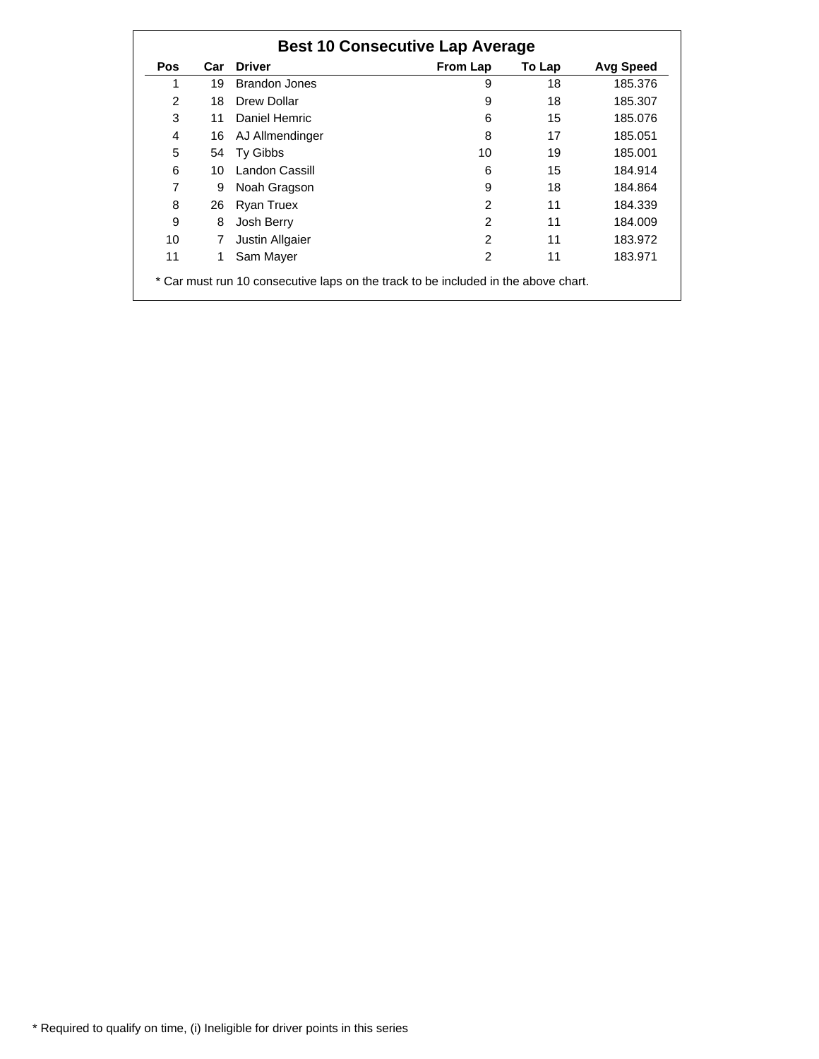## Best 10 Consecutive Lap Average

| Pos | Car | Driver | From Lap | To Lap | Avg Speed |
|---|---|---|---|---|---|
| 1 | 19 | Brandon Jones | 9 | 18 | 185.376 |
| 2 | 18 | Drew Dollar | 9 | 18 | 185.307 |
| 3 | 11 | Daniel Hemric | 6 | 15 | 185.076 |
| 4 | 16 | AJ Allmendinger | 8 | 17 | 185.051 |
| 5 | 54 | Ty Gibbs | 10 | 19 | 185.001 |
| 6 | 10 | Landon Cassill | 6 | 15 | 184.914 |
| 7 | 9 | Noah Gragson | 9 | 18 | 184.864 |
| 8 | 26 | Ryan Truex | 2 | 11 | 184.339 |
| 9 | 8 | Josh Berry | 2 | 11 | 184.009 |
| 10 | 7 | Justin Allgaier | 2 | 11 | 183.972 |
| 11 | 1 | Sam Mayer | 2 | 11 | 183.971 |

* Car must run 10 consecutive laps on the track to be included in the above chart.

* Required to qualify on time, (i) Ineligible for driver points in this series